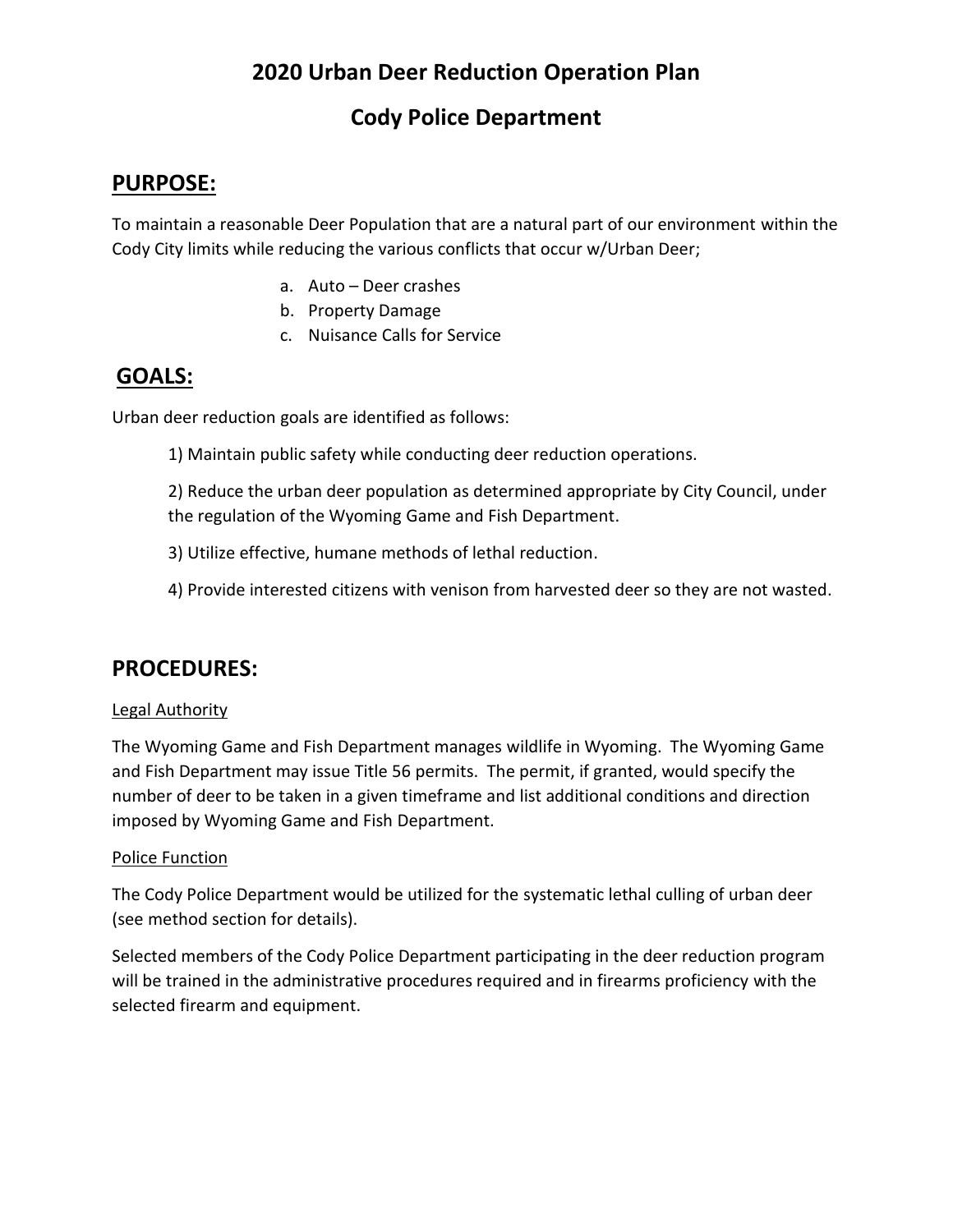# 2020 Urban Deer Reduction Operation Plan

# Cody Police Department

## PURPOSE:

To maintain a reasonable Deer Population that are a natural part of our environment within the Cody City limits while reducing the various conflicts that occur w/Urban Deer;

a. Auto – Deer crashes
b. Property Damage
c. Nuisance Calls for Service

## GOALS:

Urban deer reduction goals are identified as follows:

1) Maintain public safety while conducting deer reduction operations.

2) Reduce the urban deer population as determined appropriate by City Council, under the regulation of the Wyoming Game and Fish Department.

3) Utilize effective, humane methods of lethal reduction.

4) Provide interested citizens with venison from harvested deer so they are not wasted.

## PROCEDURES:

<u>Legal Authority</u>

The Wyoming Game and Fish Department manages wildlife in Wyoming. The Wyoming Game and Fish Department may issue Title 56 permits. The permit, if granted, would specify the number of deer to be taken in a given timeframe and list additional conditions and direction imposed by Wyoming Game and Fish Department.

<u>Police Function</u>

The Cody Police Department would be utilized for the systematic lethal culling of urban deer (see method section for details).

Selected members of the Cody Police Department participating in the deer reduction program will be trained in the administrative procedures required and in firearms proficiency with the selected firearm and equipment.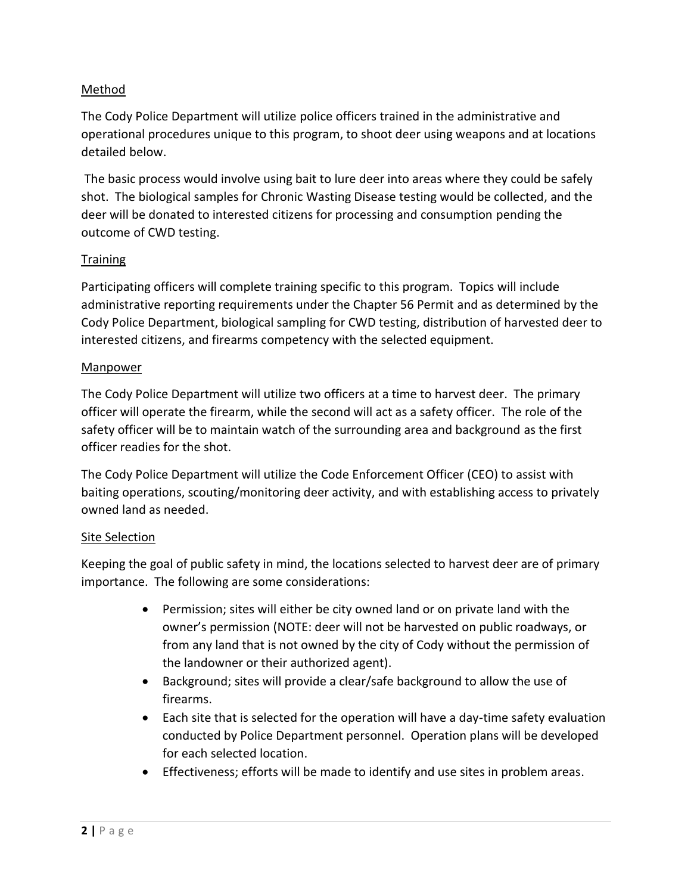## Method

The Cody Police Department will utilize police officers trained in the administrative and operational procedures unique to this program, to shoot deer using weapons and at locations detailed below.

The basic process would involve using bait to lure deer into areas where they could be safely shot. The biological samples for Chronic Wasting Disease testing would be collected, and the deer will be donated to interested citizens for processing and consumption pending the outcome of CWD testing.

## Training

Participating officers will complete training specific to this program. Topics will include administrative reporting requirements under the Chapter 56 Permit and as determined by the Cody Police Department, biological sampling for CWD testing, distribution of harvested deer to interested citizens, and firearms competency with the selected equipment.

## Manpower

The Cody Police Department will utilize two officers at a time to harvest deer. The primary officer will operate the firearm, while the second will act as a safety officer. The role of the safety officer will be to maintain watch of the surrounding area and background as the first officer readies for the shot.

The Cody Police Department will utilize the Code Enforcement Officer (CEO) to assist with baiting operations, scouting/monitoring deer activity, and with establishing access to privately owned land as needed.

## Site Selection

Keeping the goal of public safety in mind, the locations selected to harvest deer are of primary importance. The following are some considerations:

- Permission; sites will either be city owned land or on private land with the owner's permission (NOTE: deer will not be harvested on public roadways, or from any land that is not owned by the city of Cody without the permission of the landowner or their authorized agent).
- Background; sites will provide a clear/safe background to allow the use of firearms.
- Each site that is selected for the operation will have a day-time safety evaluation conducted by Police Department personnel. Operation plans will be developed for each selected location.
- Effectiveness; efforts will be made to identify and use sites in problem areas.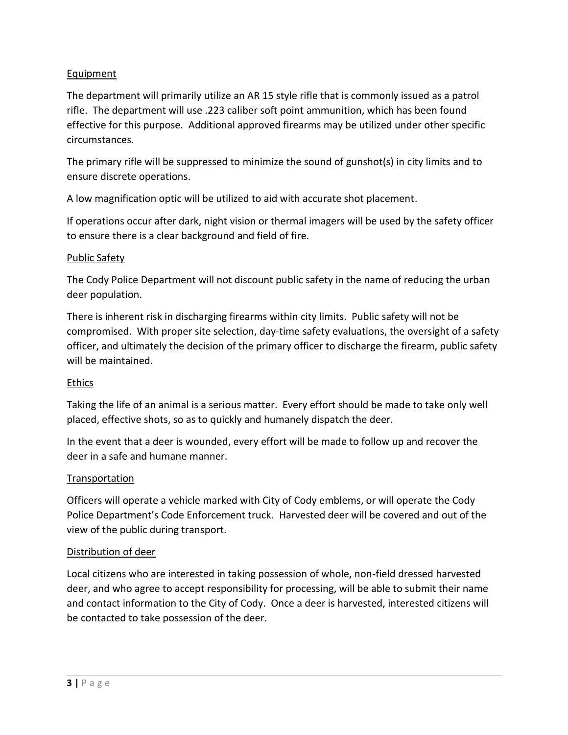## Equipment

The department will primarily utilize an AR 15 style rifle that is commonly issued as a patrol rifle. The department will use .223 caliber soft point ammunition, which has been found effective for this purpose. Additional approved firearms may be utilized under other specific circumstances.

The primary rifle will be suppressed to minimize the sound of gunshot(s) in city limits and to ensure discrete operations.

A low magnification optic will be utilized to aid with accurate shot placement.

If operations occur after dark, night vision or thermal imagers will be used by the safety officer to ensure there is a clear background and field of fire.

## Public Safety

The Cody Police Department will not discount public safety in the name of reducing the urban deer population.

There is inherent risk in discharging firearms within city limits. Public safety will not be compromised. With proper site selection, day-time safety evaluations, the oversight of a safety officer, and ultimately the decision of the primary officer to discharge the firearm, public safety will be maintained.

## Ethics

Taking the life of an animal is a serious matter. Every effort should be made to take only well placed, effective shots, so as to quickly and humanely dispatch the deer.

In the event that a deer is wounded, every effort will be made to follow up and recover the deer in a safe and humane manner.

## Transportation

Officers will operate a vehicle marked with City of Cody emblems, or will operate the Cody Police Department's Code Enforcement truck. Harvested deer will be covered and out of the view of the public during transport.

## Distribution of deer

Local citizens who are interested in taking possession of whole, non-field dressed harvested deer, and who agree to accept responsibility for processing, will be able to submit their name and contact information to the City of Cody. Once a deer is harvested, interested citizens will be contacted to take possession of the deer.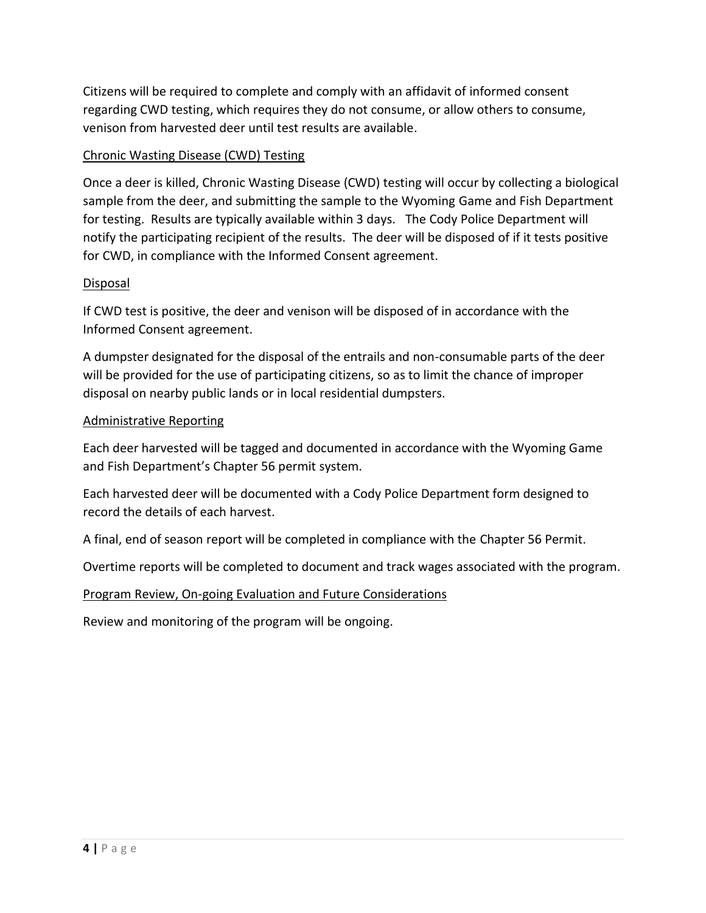Citizens will be required to complete and comply with an affidavit of informed consent regarding CWD testing, which requires they do not consume, or allow others to consume, venison from harvested deer until test results are available.

<u>Chronic Wasting Disease (CWD) Testing</u>

Once a deer is killed, Chronic Wasting Disease (CWD) testing will occur by collecting a biological sample from the deer, and submitting the sample to the Wyoming Game and Fish Department for testing. Results are typically available within 3 days. The Cody Police Department will notify the participating recipient of the results. The deer will be disposed of if it tests positive for CWD, in compliance with the Informed Consent agreement.

<u>Disposal</u>

If CWD test is positive, the deer and venison will be disposed of in accordance with the Informed Consent agreement.

A dumpster designated for the disposal of the entrails and non-consumable parts of the deer will be provided for the use of participating citizens, so as to limit the chance of improper disposal on nearby public lands or in local residential dumpsters.

<u>Administrative Reporting</u>

Each deer harvested will be tagged and documented in accordance with the Wyoming Game and Fish Department's Chapter 56 permit system.

Each harvested deer will be documented with a Cody Police Department form designed to record the details of each harvest.

A final, end of season report will be completed in compliance with the Chapter 56 Permit.

Overtime reports will be completed to document and track wages associated with the program.

<u>Program Review, On-going Evaluation and Future Considerations</u>

Review and monitoring of the program will be ongoing.